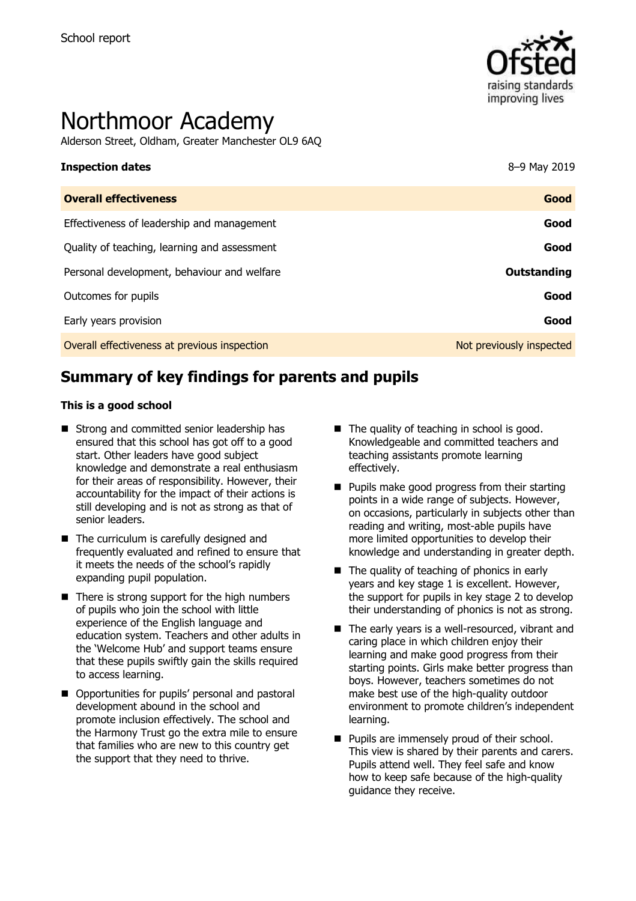School report

# Northmoor Academy

Alderson Street, Oldham, Greater Manchester OL9 6AQ

**Inspection dates** 8–9 May 2019

| **Overall effectiveness** | **Good** |
| --- | --- |
| Effectiveness of leadership and management | **Good** |
| Quality of teaching, learning and assessment | **Good** |
| Personal development, behaviour and welfare | **Outstanding** |
| Outcomes for pupils | **Good** |
| Early years provision | **Good** |
| Overall effectiveness at previous inspection | Not previously inspected |

## Summary of key findings for parents and pupils

**This is a good school**

- Strong and committed senior leadership has ensured that this school has got off to a good start. Other leaders have good subject knowledge and demonstrate a real enthusiasm for their areas of responsibility. However, their accountability for the impact of their actions is still developing and is not as strong as that of senior leaders.
- The curriculum is carefully designed and frequently evaluated and refined to ensure that it meets the needs of the school's rapidly expanding pupil population.
- There is strong support for the high numbers of pupils who join the school with little experience of the English language and education system. Teachers and other adults in the 'Welcome Hub' and support teams ensure that these pupils swiftly gain the skills required to access learning.
- Opportunities for pupils' personal and pastoral development abound in the school and promote inclusion effectively. The school and the Harmony Trust go the extra mile to ensure that families who are new to this country get the support that they need to thrive.
- The quality of teaching in school is good. Knowledgeable and committed teachers and teaching assistants promote learning effectively.
- Pupils make good progress from their starting points in a wide range of subjects. However, on occasions, particularly in subjects other than reading and writing, most-able pupils have more limited opportunities to develop their knowledge and understanding in greater depth.
- The quality of teaching of phonics in early years and key stage 1 is excellent. However, the support for pupils in key stage 2 to develop their understanding of phonics is not as strong.
- The early years is a well-resourced, vibrant and caring place in which children enjoy their learning and make good progress from their starting points. Girls make better progress than boys. However, teachers sometimes do not make best use of the high-quality outdoor environment to promote children's independent learning.
- Pupils are immensely proud of their school. This view is shared by their parents and carers. Pupils attend well. They feel safe and know how to keep safe because of the high-quality guidance they receive.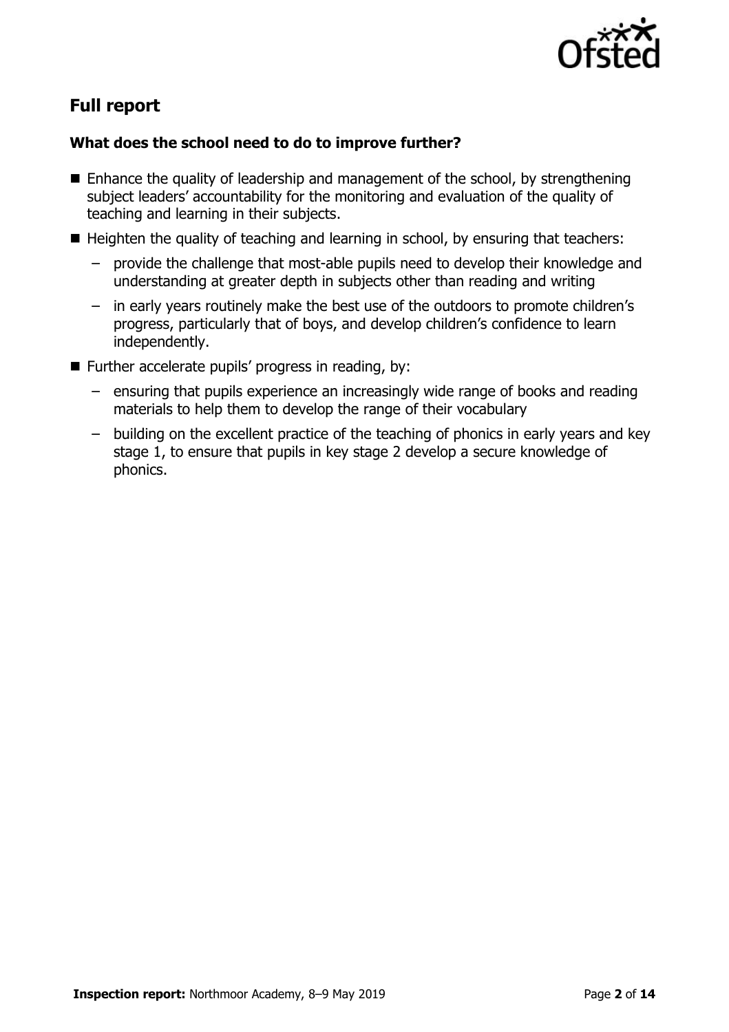## Full report

### What does the school need to do to improve further?

- Enhance the quality of leadership and management of the school, by strengthening subject leaders' accountability for the monitoring and evaluation of the quality of teaching and learning in their subjects.
- Heighten the quality of teaching and learning in school, by ensuring that teachers:
  - provide the challenge that most-able pupils need to develop their knowledge and understanding at greater depth in subjects other than reading and writing
  - in early years routinely make the best use of the outdoors to promote children's progress, particularly that of boys, and develop children's confidence to learn independently.
- Further accelerate pupils' progress in reading, by:
  - ensuring that pupils experience an increasingly wide range of books and reading materials to help them to develop the range of their vocabulary
  - building on the excellent practice of the teaching of phonics in early years and key stage 1, to ensure that pupils in key stage 2 develop a secure knowledge of phonics.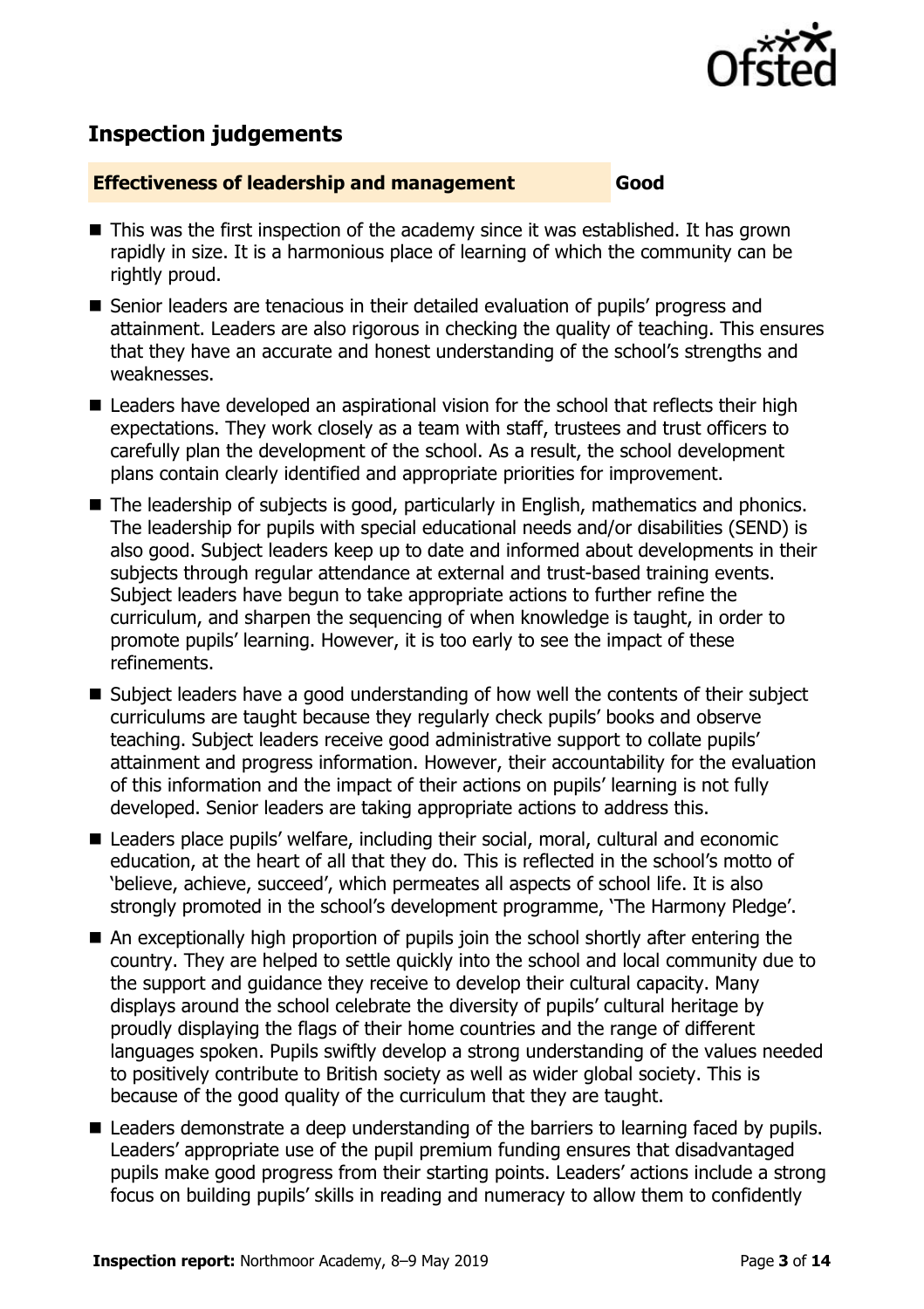## Inspection judgements

**Effectiveness of leadership and management** **Good**

- This was the first inspection of the academy since it was established. It has grown rapidly in size. It is a harmonious place of learning of which the community can be rightly proud.
- Senior leaders are tenacious in their detailed evaluation of pupils' progress and attainment. Leaders are also rigorous in checking the quality of teaching. This ensures that they have an accurate and honest understanding of the school's strengths and weaknesses.
- Leaders have developed an aspirational vision for the school that reflects their high expectations. They work closely as a team with staff, trustees and trust officers to carefully plan the development of the school. As a result, the school development plans contain clearly identified and appropriate priorities for improvement.
- The leadership of subjects is good, particularly in English, mathematics and phonics. The leadership for pupils with special educational needs and/or disabilities (SEND) is also good. Subject leaders keep up to date and informed about developments in their subjects through regular attendance at external and trust-based training events. Subject leaders have begun to take appropriate actions to further refine the curriculum, and sharpen the sequencing of when knowledge is taught, in order to promote pupils' learning. However, it is too early to see the impact of these refinements.
- Subject leaders have a good understanding of how well the contents of their subject curriculums are taught because they regularly check pupils' books and observe teaching. Subject leaders receive good administrative support to collate pupils' attainment and progress information. However, their accountability for the evaluation of this information and the impact of their actions on pupils' learning is not fully developed. Senior leaders are taking appropriate actions to address this.
- Leaders place pupils' welfare, including their social, moral, cultural and economic education, at the heart of all that they do. This is reflected in the school's motto of 'believe, achieve, succeed', which permeates all aspects of school life. It is also strongly promoted in the school's development programme, 'The Harmony Pledge'.
- An exceptionally high proportion of pupils join the school shortly after entering the country. They are helped to settle quickly into the school and local community due to the support and guidance they receive to develop their cultural capacity. Many displays around the school celebrate the diversity of pupils' cultural heritage by proudly displaying the flags of their home countries and the range of different languages spoken. Pupils swiftly develop a strong understanding of the values needed to positively contribute to British society as well as wider global society. This is because of the good quality of the curriculum that they are taught.
- Leaders demonstrate a deep understanding of the barriers to learning faced by pupils. Leaders' appropriate use of the pupil premium funding ensures that disadvantaged pupils make good progress from their starting points. Leaders' actions include a strong focus on building pupils' skills in reading and numeracy to allow them to confidently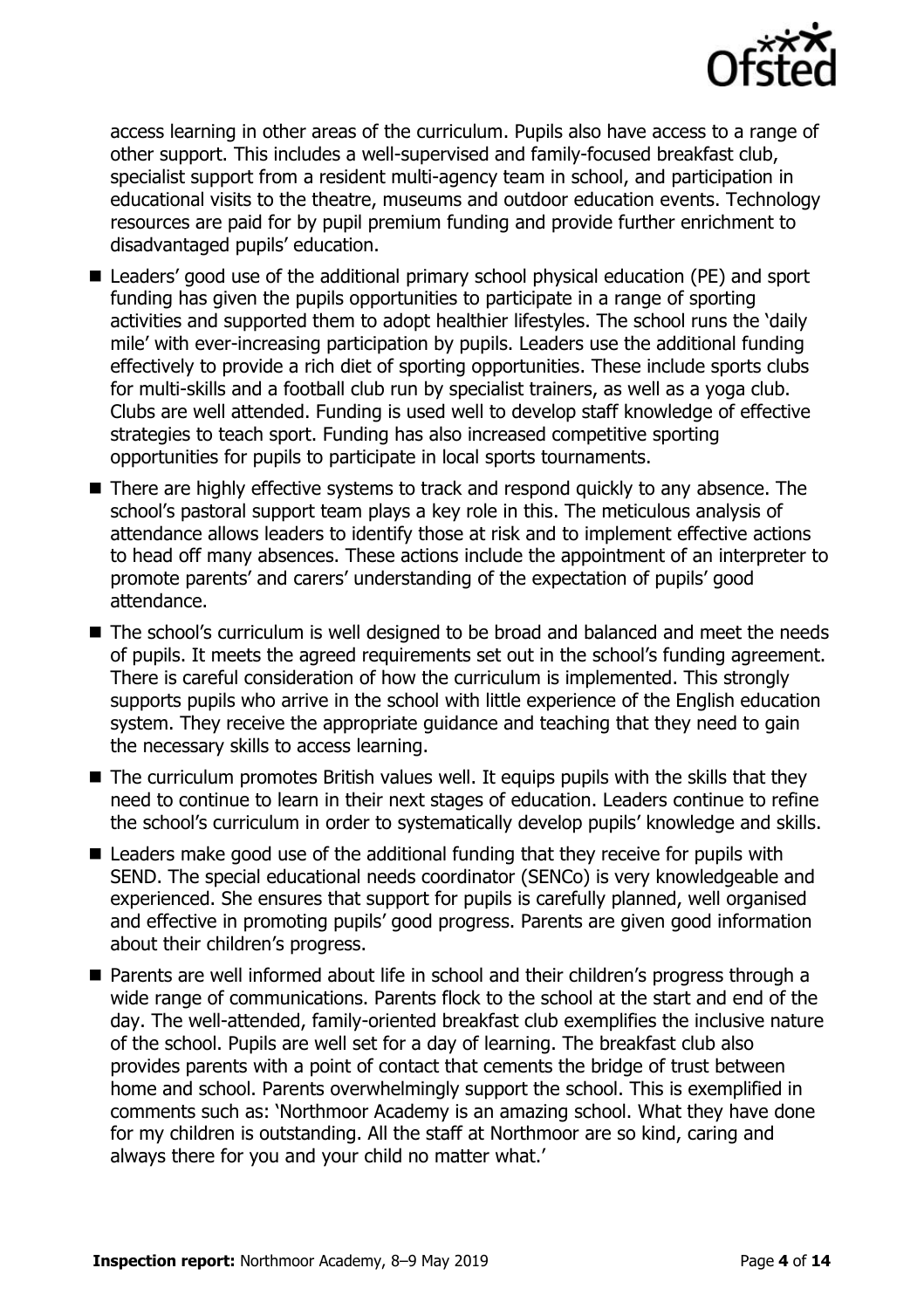access learning in other areas of the curriculum. Pupils also have access to a range of other support. This includes a well-supervised and family-focused breakfast club, specialist support from a resident multi-agency team in school, and participation in educational visits to the theatre, museums and outdoor education events. Technology resources are paid for by pupil premium funding and provide further enrichment to disadvantaged pupils' education.

- Leaders' good use of the additional primary school physical education (PE) and sport funding has given the pupils opportunities to participate in a range of sporting activities and supported them to adopt healthier lifestyles. The school runs the 'daily mile' with ever-increasing participation by pupils. Leaders use the additional funding effectively to provide a rich diet of sporting opportunities. These include sports clubs for multi-skills and a football club run by specialist trainers, as well as a yoga club. Clubs are well attended. Funding is used well to develop staff knowledge of effective strategies to teach sport. Funding has also increased competitive sporting opportunities for pupils to participate in local sports tournaments.
- There are highly effective systems to track and respond quickly to any absence. The school's pastoral support team plays a key role in this. The meticulous analysis of attendance allows leaders to identify those at risk and to implement effective actions to head off many absences. These actions include the appointment of an interpreter to promote parents' and carers' understanding of the expectation of pupils' good attendance.
- The school's curriculum is well designed to be broad and balanced and meet the needs of pupils. It meets the agreed requirements set out in the school's funding agreement. There is careful consideration of how the curriculum is implemented. This strongly supports pupils who arrive in the school with little experience of the English education system. They receive the appropriate guidance and teaching that they need to gain the necessary skills to access learning.
- The curriculum promotes British values well. It equips pupils with the skills that they need to continue to learn in their next stages of education. Leaders continue to refine the school's curriculum in order to systematically develop pupils' knowledge and skills.
- Leaders make good use of the additional funding that they receive for pupils with SEND. The special educational needs coordinator (SENCo) is very knowledgeable and experienced. She ensures that support for pupils is carefully planned, well organised and effective in promoting pupils' good progress. Parents are given good information about their children's progress.
- Parents are well informed about life in school and their children's progress through a wide range of communications. Parents flock to the school at the start and end of the day. The well-attended, family-oriented breakfast club exemplifies the inclusive nature of the school. Pupils are well set for a day of learning. The breakfast club also provides parents with a point of contact that cements the bridge of trust between home and school. Parents overwhelmingly support the school. This is exemplified in comments such as: 'Northmoor Academy is an amazing school. What they have done for my children is outstanding. All the staff at Northmoor are so kind, caring and always there for you and your child no matter what.'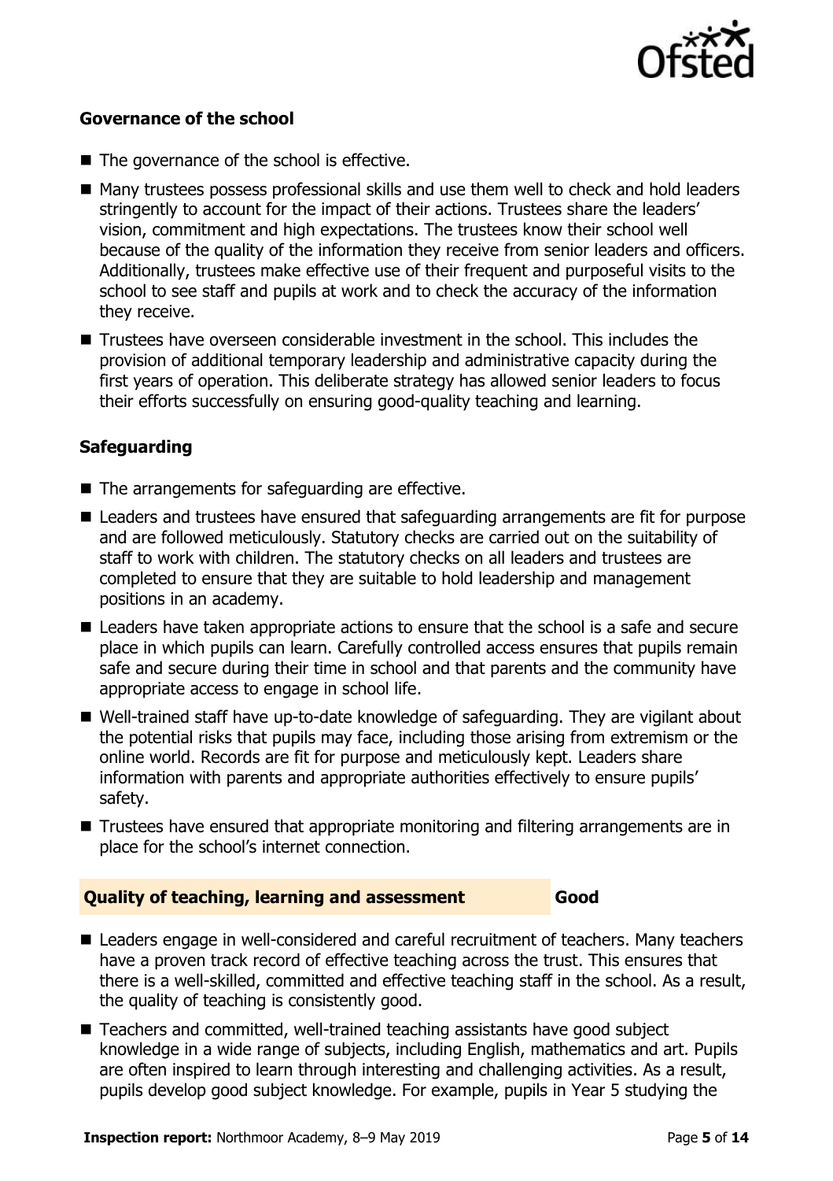### Governance of the school

- The governance of the school is effective.
- Many trustees possess professional skills and use them well to check and hold leaders stringently to account for the impact of their actions. Trustees share the leaders' vision, commitment and high expectations. The trustees know their school well because of the quality of the information they receive from senior leaders and officers. Additionally, trustees make effective use of their frequent and purposeful visits to the school to see staff and pupils at work and to check the accuracy of the information they receive.
- Trustees have overseen considerable investment in the school. This includes the provision of additional temporary leadership and administrative capacity during the first years of operation. This deliberate strategy has allowed senior leaders to focus their efforts successfully on ensuring good-quality teaching and learning.

### Safeguarding

- The arrangements for safeguarding are effective.
- Leaders and trustees have ensured that safeguarding arrangements are fit for purpose and are followed meticulously. Statutory checks are carried out on the suitability of staff to work with children. The statutory checks on all leaders and trustees are completed to ensure that they are suitable to hold leadership and management positions in an academy.
- Leaders have taken appropriate actions to ensure that the school is a safe and secure place in which pupils can learn. Carefully controlled access ensures that pupils remain safe and secure during their time in school and that parents and the community have appropriate access to engage in school life.
- Well-trained staff have up-to-date knowledge of safeguarding. They are vigilant about the potential risks that pupils may face, including those arising from extremism or the online world. Records are fit for purpose and meticulously kept. Leaders share information with parents and appropriate authorities effectively to ensure pupils' safety.
- Trustees have ensured that appropriate monitoring and filtering arrangements are in place for the school's internet connection.

## Quality of teaching, learning and assessment — Good

- Leaders engage in well-considered and careful recruitment of teachers. Many teachers have a proven track record of effective teaching across the trust. This ensures that there is a well-skilled, committed and effective teaching staff in the school. As a result, the quality of teaching is consistently good.
- Teachers and committed, well-trained teaching assistants have good subject knowledge in a wide range of subjects, including English, mathematics and art. Pupils are often inspired to learn through interesting and challenging activities. As a result, pupils develop good subject knowledge. For example, pupils in Year 5 studying the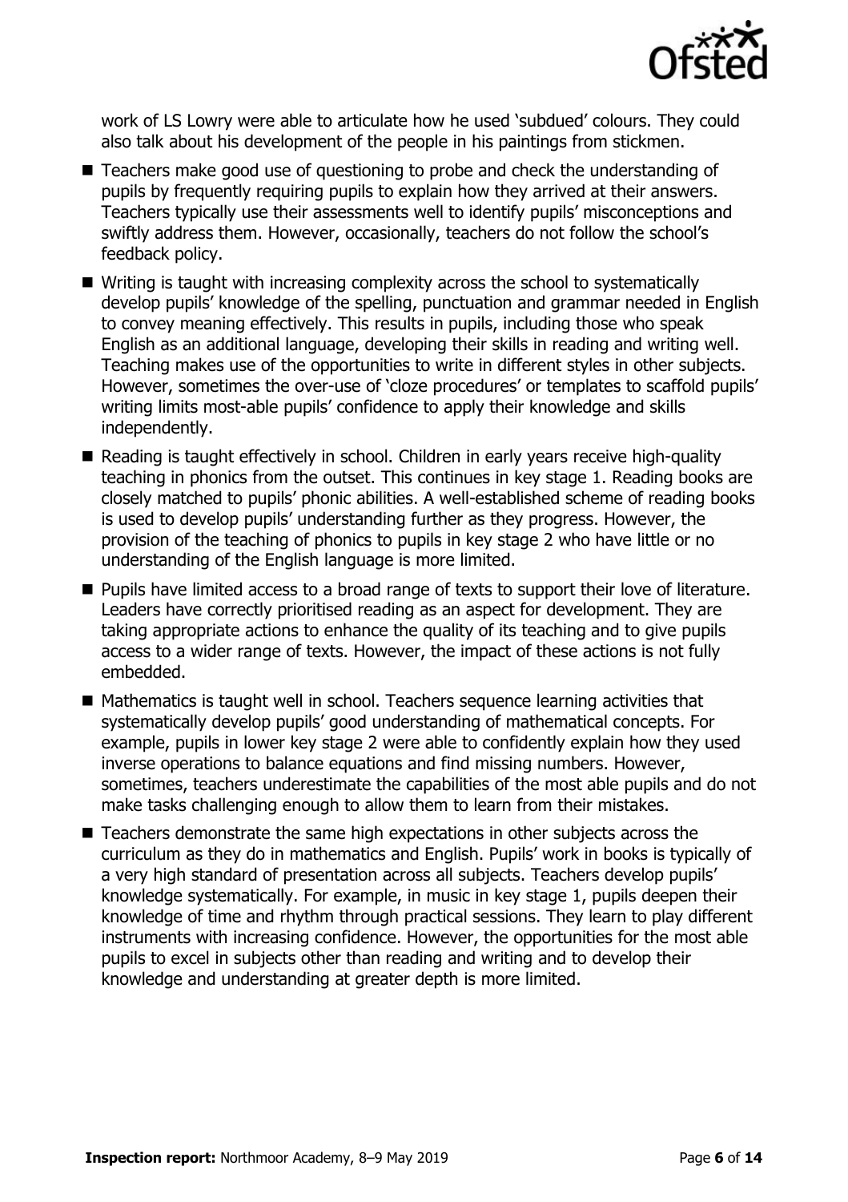work of LS Lowry were able to articulate how he used 'subdued' colours. They could also talk about his development of the people in his paintings from stickmen.

- Teachers make good use of questioning to probe and check the understanding of pupils by frequently requiring pupils to explain how they arrived at their answers. Teachers typically use their assessments well to identify pupils' misconceptions and swiftly address them. However, occasionally, teachers do not follow the school's feedback policy.
- Writing is taught with increasing complexity across the school to systematically develop pupils' knowledge of the spelling, punctuation and grammar needed in English to convey meaning effectively. This results in pupils, including those who speak English as an additional language, developing their skills in reading and writing well. Teaching makes use of the opportunities to write in different styles in other subjects. However, sometimes the over-use of 'cloze procedures' or templates to scaffold pupils' writing limits most-able pupils' confidence to apply their knowledge and skills independently.
- Reading is taught effectively in school. Children in early years receive high-quality teaching in phonics from the outset. This continues in key stage 1. Reading books are closely matched to pupils' phonic abilities. A well-established scheme of reading books is used to develop pupils' understanding further as they progress. However, the provision of the teaching of phonics to pupils in key stage 2 who have little or no understanding of the English language is more limited.
- Pupils have limited access to a broad range of texts to support their love of literature. Leaders have correctly prioritised reading as an aspect for development. They are taking appropriate actions to enhance the quality of its teaching and to give pupils access to a wider range of texts. However, the impact of these actions is not fully embedded.
- Mathematics is taught well in school. Teachers sequence learning activities that systematically develop pupils' good understanding of mathematical concepts. For example, pupils in lower key stage 2 were able to confidently explain how they used inverse operations to balance equations and find missing numbers. However, sometimes, teachers underestimate the capabilities of the most able pupils and do not make tasks challenging enough to allow them to learn from their mistakes.
- Teachers demonstrate the same high expectations in other subjects across the curriculum as they do in mathematics and English. Pupils' work in books is typically of a very high standard of presentation across all subjects. Teachers develop pupils' knowledge systematically. For example, in music in key stage 1, pupils deepen their knowledge of time and rhythm through practical sessions. They learn to play different instruments with increasing confidence. However, the opportunities for the most able pupils to excel in subjects other than reading and writing and to develop their knowledge and understanding at greater depth is more limited.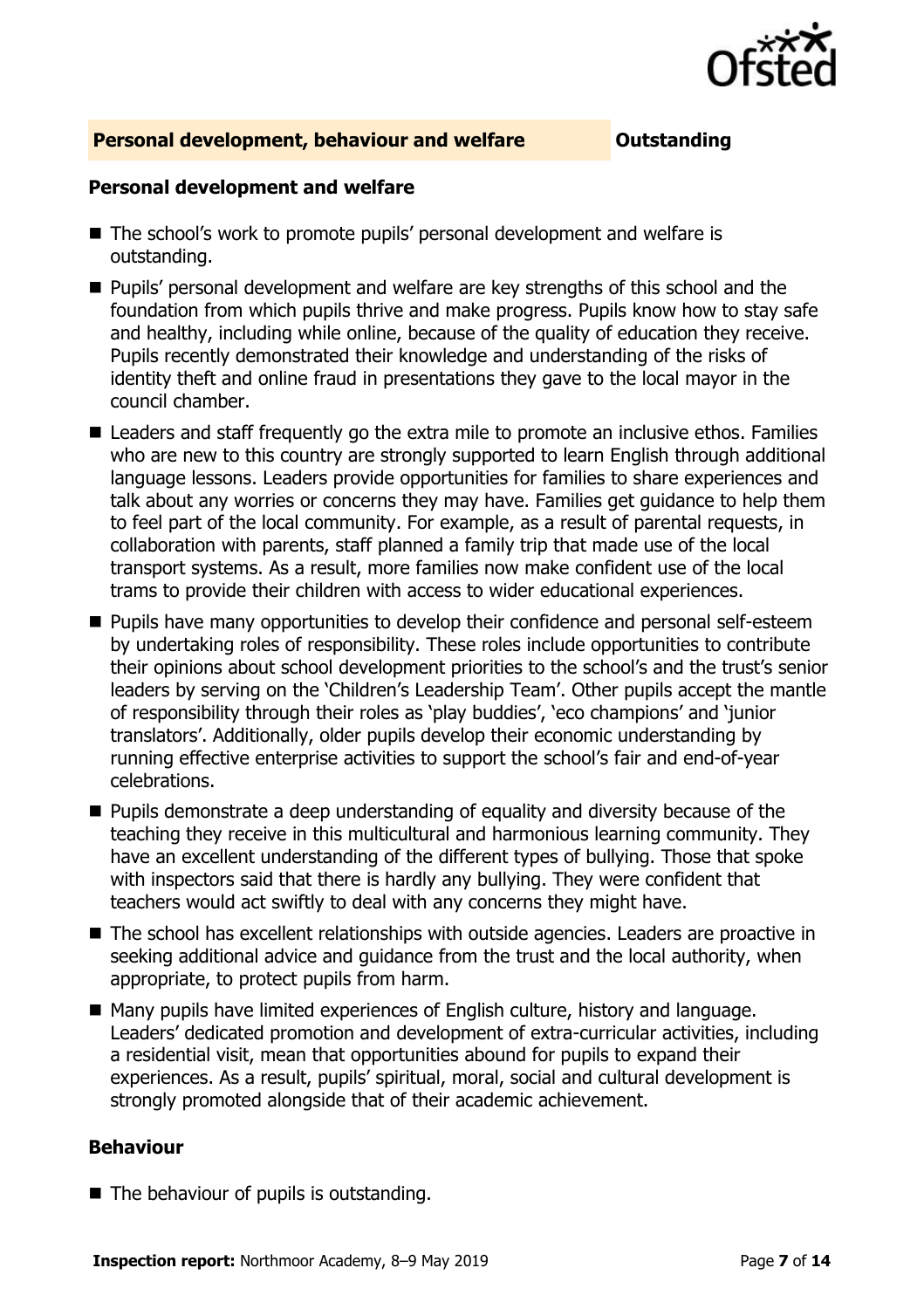## Personal development, behaviour and welfare **Outstanding**

### Personal development and welfare

- The school's work to promote pupils' personal development and welfare is outstanding.
- Pupils' personal development and welfare are key strengths of this school and the foundation from which pupils thrive and make progress. Pupils know how to stay safe and healthy, including while online, because of the quality of education they receive. Pupils recently demonstrated their knowledge and understanding of the risks of identity theft and online fraud in presentations they gave to the local mayor in the council chamber.
- Leaders and staff frequently go the extra mile to promote an inclusive ethos. Families who are new to this country are strongly supported to learn English through additional language lessons. Leaders provide opportunities for families to share experiences and talk about any worries or concerns they may have. Families get guidance to help them to feel part of the local community. For example, as a result of parental requests, in collaboration with parents, staff planned a family trip that made use of the local transport systems. As a result, more families now make confident use of the local trams to provide their children with access to wider educational experiences.
- Pupils have many opportunities to develop their confidence and personal self-esteem by undertaking roles of responsibility. These roles include opportunities to contribute their opinions about school development priorities to the school's and the trust's senior leaders by serving on the 'Children's Leadership Team'. Other pupils accept the mantle of responsibility through their roles as 'play buddies', 'eco champions' and 'junior translators'. Additionally, older pupils develop their economic understanding by running effective enterprise activities to support the school's fair and end-of-year celebrations.
- Pupils demonstrate a deep understanding of equality and diversity because of the teaching they receive in this multicultural and harmonious learning community. They have an excellent understanding of the different types of bullying. Those that spoke with inspectors said that there is hardly any bullying. They were confident that teachers would act swiftly to deal with any concerns they might have.
- The school has excellent relationships with outside agencies. Leaders are proactive in seeking additional advice and guidance from the trust and the local authority, when appropriate, to protect pupils from harm.
- Many pupils have limited experiences of English culture, history and language. Leaders' dedicated promotion and development of extra-curricular activities, including a residential visit, mean that opportunities abound for pupils to expand their experiences. As a result, pupils' spiritual, moral, social and cultural development is strongly promoted alongside that of their academic achievement.

### Behaviour

- The behaviour of pupils is outstanding.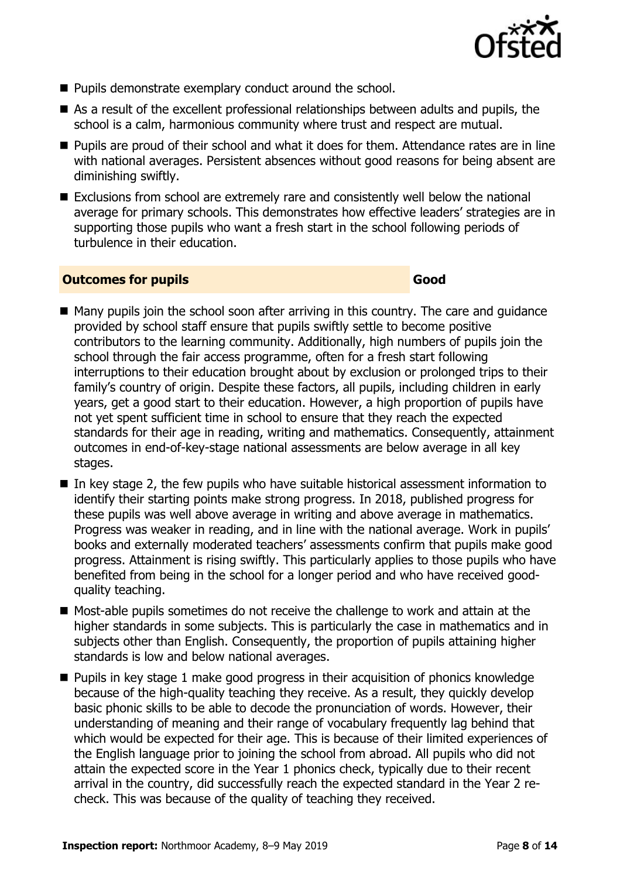- Pupils demonstrate exemplary conduct around the school.
- As a result of the excellent professional relationships between adults and pupils, the school is a calm, harmonious community where trust and respect are mutual.
- Pupils are proud of their school and what it does for them. Attendance rates are in line with national averages. Persistent absences without good reasons for being absent are diminishing swiftly.
- Exclusions from school are extremely rare and consistently well below the national average for primary schools. This demonstrates how effective leaders' strategies are in supporting those pupils who want a fresh start in the school following periods of turbulence in their education.

## Outcomes for pupils — Good

- Many pupils join the school soon after arriving in this country. The care and guidance provided by school staff ensure that pupils swiftly settle to become positive contributors to the learning community. Additionally, high numbers of pupils join the school through the fair access programme, often for a fresh start following interruptions to their education brought about by exclusion or prolonged trips to their family's country of origin. Despite these factors, all pupils, including children in early years, get a good start to their education. However, a high proportion of pupils have not yet spent sufficient time in school to ensure that they reach the expected standards for their age in reading, writing and mathematics. Consequently, attainment outcomes in end-of-key-stage national assessments are below average in all key stages.
- In key stage 2, the few pupils who have suitable historical assessment information to identify their starting points make strong progress. In 2018, published progress for these pupils was well above average in writing and above average in mathematics. Progress was weaker in reading, and in line with the national average. Work in pupils' books and externally moderated teachers' assessments confirm that pupils make good progress. Attainment is rising swiftly. This particularly applies to those pupils who have benefited from being in the school for a longer period and who have received good-quality teaching.
- Most-able pupils sometimes do not receive the challenge to work and attain at the higher standards in some subjects. This is particularly the case in mathematics and in subjects other than English. Consequently, the proportion of pupils attaining higher standards is low and below national averages.
- Pupils in key stage 1 make good progress in their acquisition of phonics knowledge because of the high-quality teaching they receive. As a result, they quickly develop basic phonic skills to be able to decode the pronunciation of words. However, their understanding of meaning and their range of vocabulary frequently lag behind that which would be expected for their age. This is because of their limited experiences of the English language prior to joining the school from abroad. All pupils who did not attain the expected score in the Year 1 phonics check, typically due to their recent arrival in the country, did successfully reach the expected standard in the Year 2 re-check. This was because of the quality of teaching they received.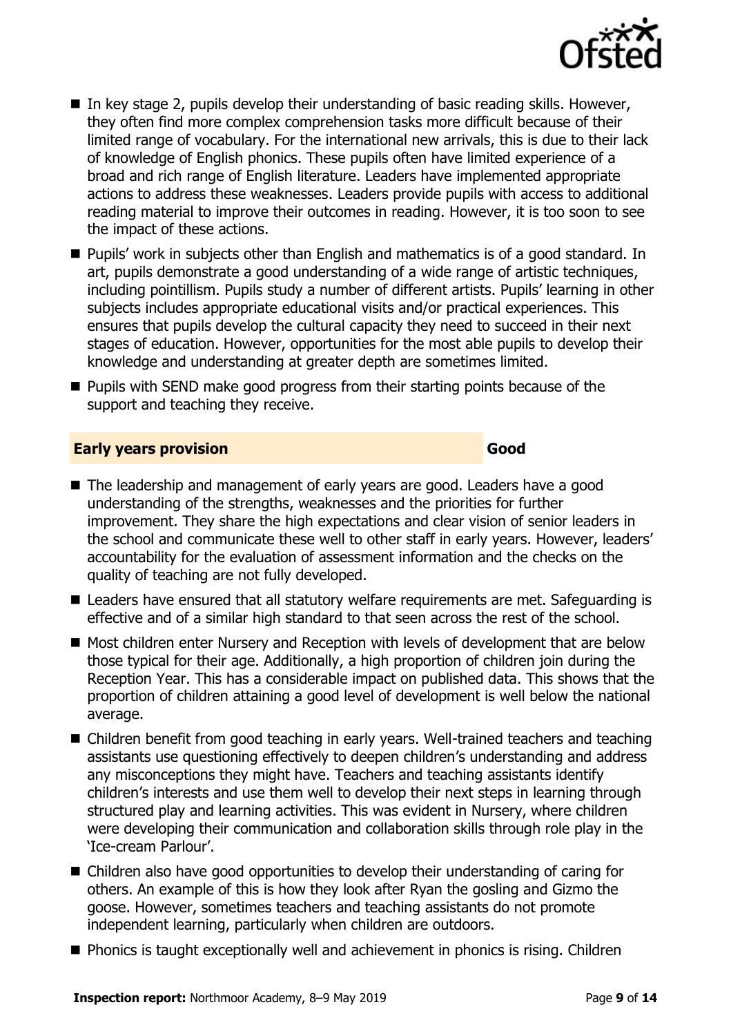- In key stage 2, pupils develop their understanding of basic reading skills. However, they often find more complex comprehension tasks more difficult because of their limited range of vocabulary. For the international new arrivals, this is due to their lack of knowledge of English phonics. These pupils often have limited experience of a broad and rich range of English literature. Leaders have implemented appropriate actions to address these weaknesses. Leaders provide pupils with access to additional reading material to improve their outcomes in reading. However, it is too soon to see the impact of these actions.
- Pupils' work in subjects other than English and mathematics is of a good standard. In art, pupils demonstrate a good understanding of a wide range of artistic techniques, including pointillism. Pupils study a number of different artists. Pupils' learning in other subjects includes appropriate educational visits and/or practical experiences. This ensures that pupils develop the cultural capacity they need to succeed in their next stages of education. However, opportunities for the most able pupils to develop their knowledge and understanding at greater depth are sometimes limited.
- Pupils with SEND make good progress from their starting points because of the support and teaching they receive.

## Early years provision — Good

- The leadership and management of early years are good. Leaders have a good understanding of the strengths, weaknesses and the priorities for further improvement. They share the high expectations and clear vision of senior leaders in the school and communicate these well to other staff in early years. However, leaders' accountability for the evaluation of assessment information and the checks on the quality of teaching are not fully developed.
- Leaders have ensured that all statutory welfare requirements are met. Safeguarding is effective and of a similar high standard to that seen across the rest of the school.
- Most children enter Nursery and Reception with levels of development that are below those typical for their age. Additionally, a high proportion of children join during the Reception Year. This has a considerable impact on published data. This shows that the proportion of children attaining a good level of development is well below the national average.
- Children benefit from good teaching in early years. Well-trained teachers and teaching assistants use questioning effectively to deepen children's understanding and address any misconceptions they might have. Teachers and teaching assistants identify children's interests and use them well to develop their next steps in learning through structured play and learning activities. This was evident in Nursery, where children were developing their communication and collaboration skills through role play in the 'Ice-cream Parlour'.
- Children also have good opportunities to develop their understanding of caring for others. An example of this is how they look after Ryan the gosling and Gizmo the goose. However, sometimes teachers and teaching assistants do not promote independent learning, particularly when children are outdoors.
- Phonics is taught exceptionally well and achievement in phonics is rising. Children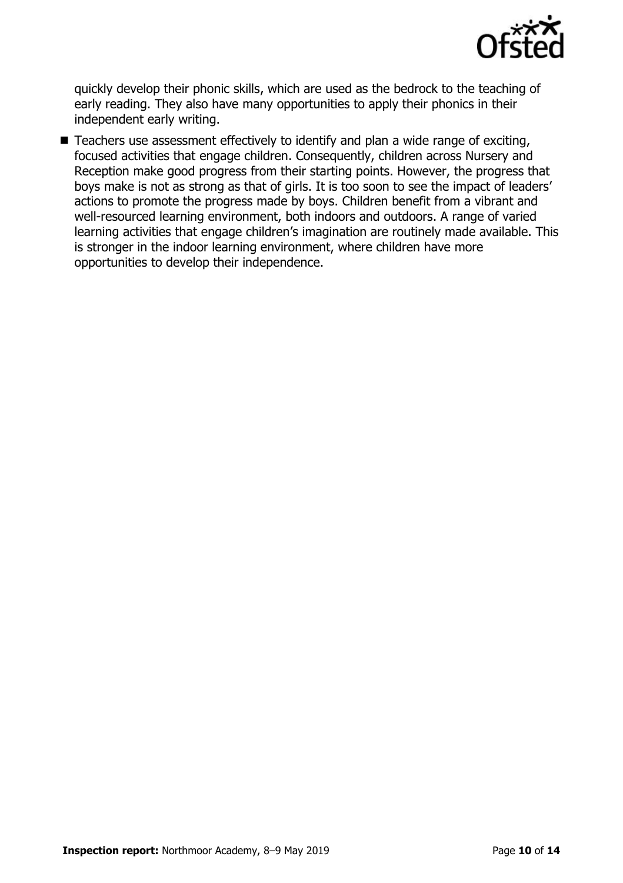quickly develop their phonic skills, which are used as the bedrock to the teaching of early reading. They also have many opportunities to apply their phonics in their independent early writing.

- Teachers use assessment effectively to identify and plan a wide range of exciting, focused activities that engage children. Consequently, children across Nursery and Reception make good progress from their starting points. However, the progress that boys make is not as strong as that of girls. It is too soon to see the impact of leaders' actions to promote the progress made by boys. Children benefit from a vibrant and well-resourced learning environment, both indoors and outdoors. A range of varied learning activities that engage children's imagination are routinely made available. This is stronger in the indoor learning environment, where children have more opportunities to develop their independence.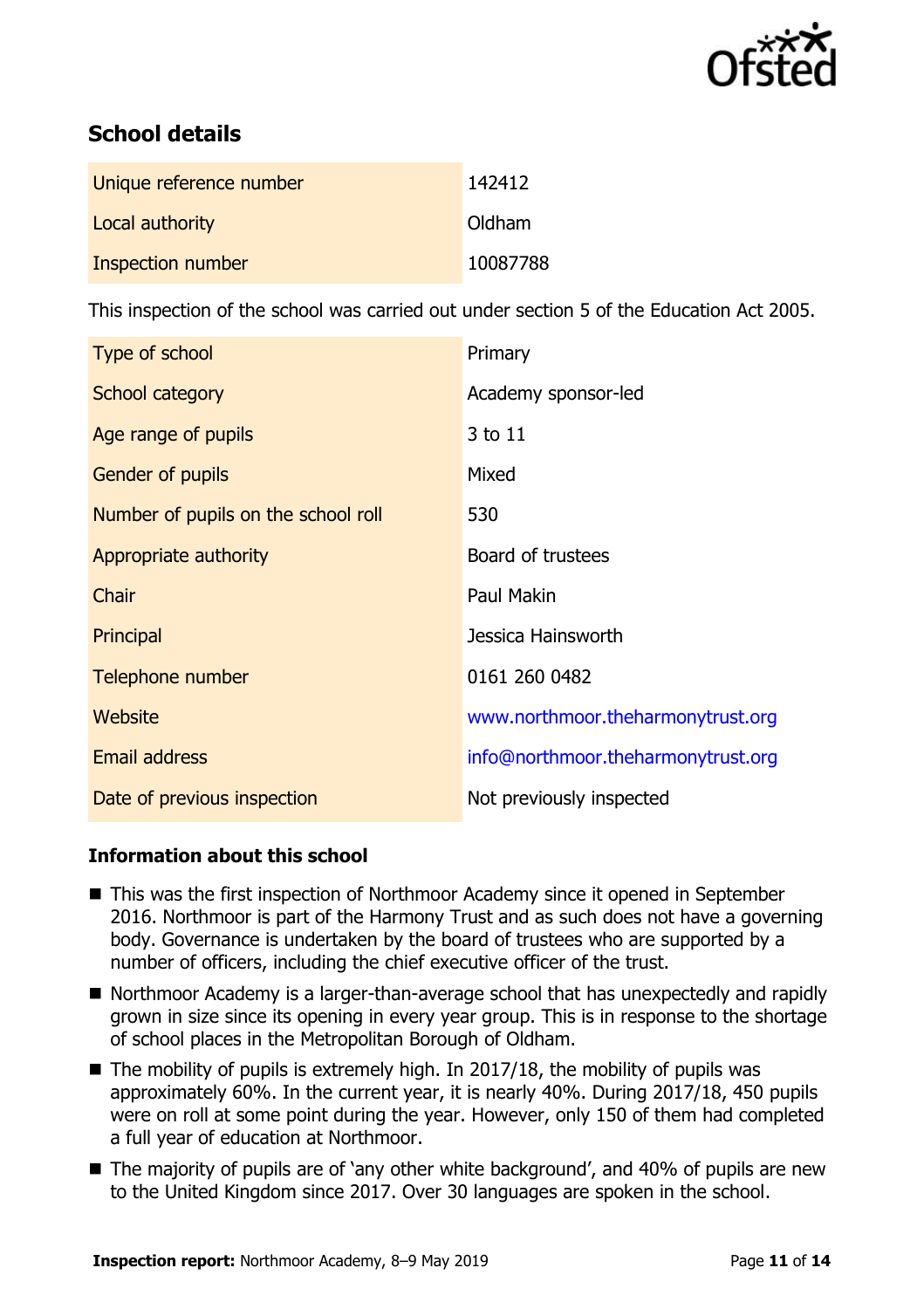## School details

| | |
|---|---|
| Unique reference number | 142412 |
| Local authority | Oldham |
| Inspection number | 10087788 |

This inspection of the school was carried out under section 5 of the Education Act 2005.

| | |
|---|---|
| Type of school | Primary |
| School category | Academy sponsor-led |
| Age range of pupils | 3 to 11 |
| Gender of pupils | Mixed |
| Number of pupils on the school roll | 530 |
| Appropriate authority | Board of trustees |
| Chair | Paul Makin |
| Principal | Jessica Hainsworth |
| Telephone number | 0161 260 0482 |
| Website | www.northmoor.theharmonytrust.org |
| Email address | info@northmoor.theharmonytrust.org |
| Date of previous inspection | Not previously inspected |

### Information about this school

- This was the first inspection of Northmoor Academy since it opened in September 2016. Northmoor is part of the Harmony Trust and as such does not have a governing body. Governance is undertaken by the board of trustees who are supported by a number of officers, including the chief executive officer of the trust.
- Northmoor Academy is a larger-than-average school that has unexpectedly and rapidly grown in size since its opening in every year group. This is in response to the shortage of school places in the Metropolitan Borough of Oldham.
- The mobility of pupils is extremely high. In 2017/18, the mobility of pupils was approximately 60%. In the current year, it is nearly 40%. During 2017/18, 450 pupils were on roll at some point during the year. However, only 150 of them had completed a full year of education at Northmoor.
- The majority of pupils are of 'any other white background', and 40% of pupils are new to the United Kingdom since 2017. Over 30 languages are spoken in the school.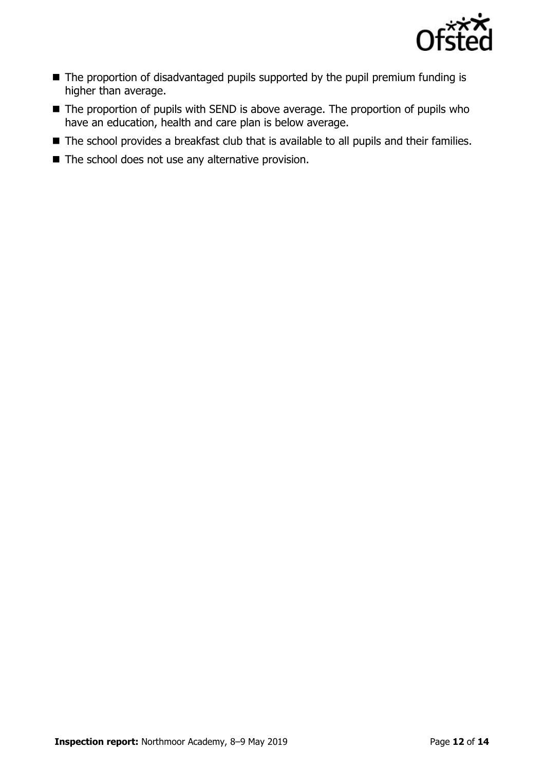- The proportion of disadvantaged pupils supported by the pupil premium funding is higher than average.
- The proportion of pupils with SEND is above average. The proportion of pupils who have an education, health and care plan is below average.
- The school provides a breakfast club that is available to all pupils and their families.
- The school does not use any alternative provision.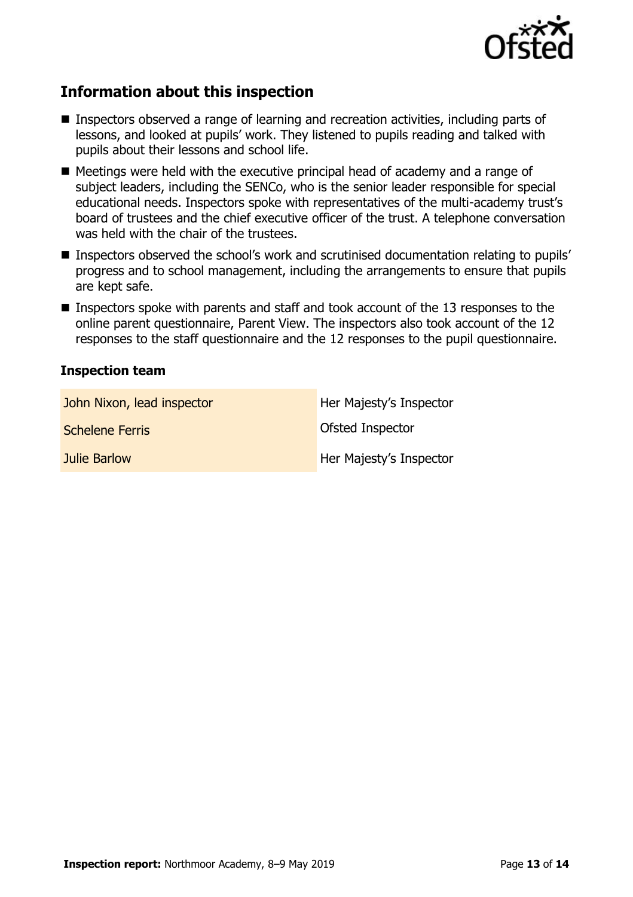## Information about this inspection

- Inspectors observed a range of learning and recreation activities, including parts of lessons, and looked at pupils' work. They listened to pupils reading and talked with pupils about their lessons and school life.
- Meetings were held with the executive principal head of academy and a range of subject leaders, including the SENCo, who is the senior leader responsible for special educational needs. Inspectors spoke with representatives of the multi-academy trust's board of trustees and the chief executive officer of the trust. A telephone conversation was held with the chair of the trustees.
- Inspectors observed the school's work and scrutinised documentation relating to pupils' progress and to school management, including the arrangements to ensure that pupils are kept safe.
- Inspectors spoke with parents and staff and took account of the 13 responses to the online parent questionnaire, Parent View. The inspectors also took account of the 12 responses to the staff questionnaire and the 12 responses to the pupil questionnaire.

### Inspection team

| | |
|---|---|
| John Nixon, lead inspector | Her Majesty's Inspector |
| Schelene Ferris | Ofsted Inspector |
| Julie Barlow | Her Majesty's Inspector |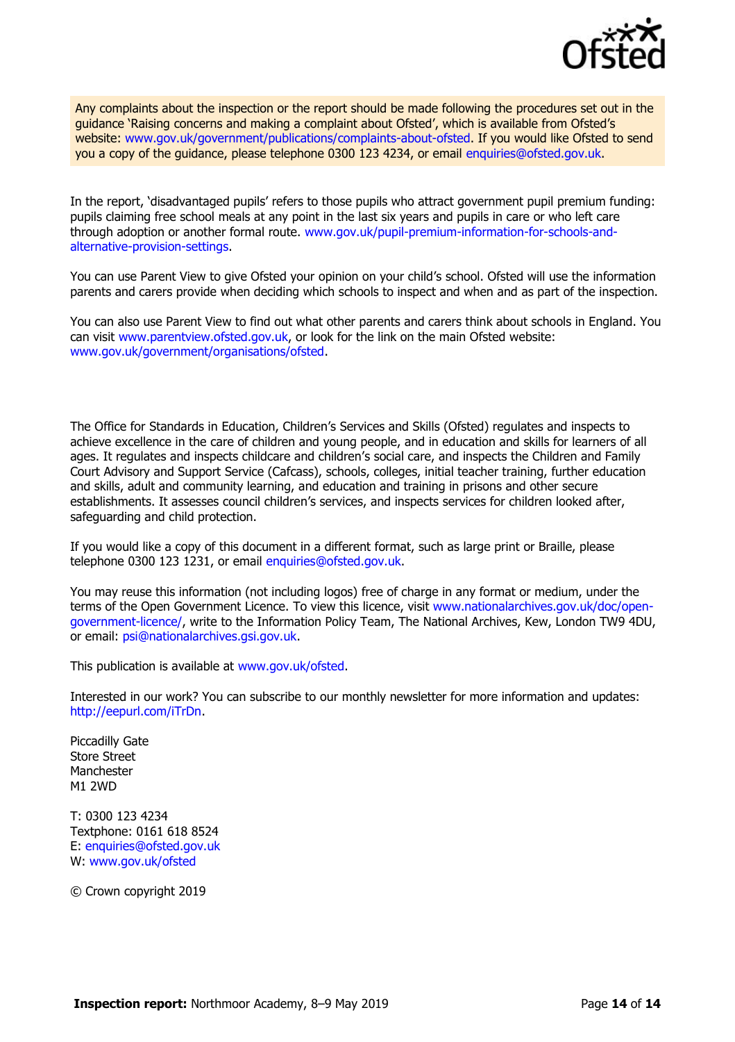Any complaints about the inspection or the report should be made following the procedures set out in the guidance 'Raising concerns and making a complaint about Ofsted', which is available from Ofsted's website: www.gov.uk/government/publications/complaints-about-ofsted. If you would like Ofsted to send you a copy of the guidance, please telephone 0300 123 4234, or email enquiries@ofsted.gov.uk.

In the report, 'disadvantaged pupils' refers to those pupils who attract government pupil premium funding: pupils claiming free school meals at any point in the last six years and pupils in care or who left care through adoption or another formal route. www.gov.uk/pupil-premium-information-for-schools-and-alternative-provision-settings.

You can use Parent View to give Ofsted your opinion on your child's school. Ofsted will use the information parents and carers provide when deciding which schools to inspect and when and as part of the inspection.

You can also use Parent View to find out what other parents and carers think about schools in England. You can visit www.parentview.ofsted.gov.uk, or look for the link on the main Ofsted website: www.gov.uk/government/organisations/ofsted.

The Office for Standards in Education, Children's Services and Skills (Ofsted) regulates and inspects to achieve excellence in the care of children and young people, and in education and skills for learners of all ages. It regulates and inspects childcare and children's social care, and inspects the Children and Family Court Advisory and Support Service (Cafcass), schools, colleges, initial teacher training, further education and skills, adult and community learning, and education and training in prisons and other secure establishments. It assesses council children's services, and inspects services for children looked after, safeguarding and child protection.

If you would like a copy of this document in a different format, such as large print or Braille, please telephone 0300 123 1231, or email enquiries@ofsted.gov.uk.

You may reuse this information (not including logos) free of charge in any format or medium, under the terms of the Open Government Licence. To view this licence, visit www.nationalarchives.gov.uk/doc/open-government-licence/, write to the Information Policy Team, The National Archives, Kew, London TW9 4DU, or email: psi@nationalarchives.gsi.gov.uk.

This publication is available at www.gov.uk/ofsted.

Interested in our work? You can subscribe to our monthly newsletter for more information and updates: http://eepurl.com/iTrDn.

Piccadilly Gate
Store Street
Manchester
M1 2WD

T: 0300 123 4234
Textphone: 0161 618 8524
E: enquiries@ofsted.gov.uk
W: www.gov.uk/ofsted

© Crown copyright 2019